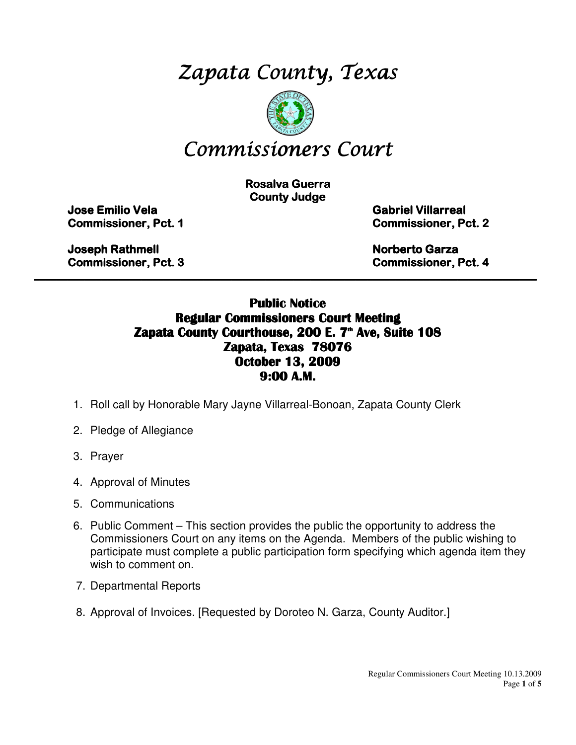# Zapata County, Texas

# Commissioners Court

**Rosalva Guerra**
**County Judge**

**Jose Emilio Vela**
**Commissioner, Pct. 1**

**Gabriel Villarreal**
**Commissioner, Pct. 2**

**Joseph Rathmell**
**Commissioner, Pct. 3**

**Norberto Garza**
**Commissioner, Pct. 4**

---

## Public Notice
## Regular Commissioners Court Meeting
## Zapata County Courthouse, 200 E. 7th Ave, Suite 108
## Zapata, Texas 78076
## October 13, 2009
## 9:00 A.M.

1. Roll call by Honorable Mary Jayne Villarreal-Bonoan, Zapata County Clerk
2. Pledge of Allegiance
3. Prayer
4. Approval of Minutes
5. Communications
6. Public Comment – This section provides the public the opportunity to address the Commissioners Court on any items on the Agenda. Members of the public wishing to participate must complete a public participation form specifying which agenda item they wish to comment on.
7. Departmental Reports
8. Approval of Invoices. [Requested by Doroteo N. Garza, County Auditor.]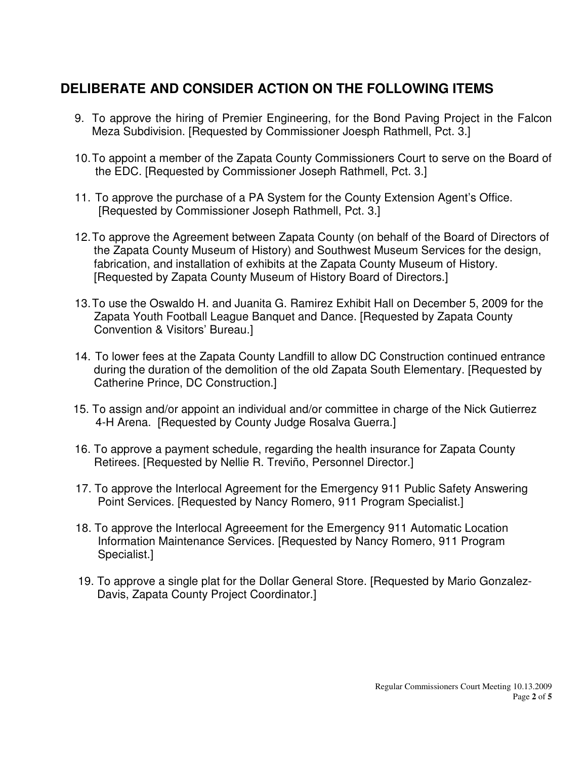## DELIBERATE AND CONSIDER ACTION ON THE FOLLOWING ITEMS

9. To approve the hiring of Premier Engineering, for the Bond Paving Project in the Falcon Meza Subdivision. [Requested by Commissioner Joesph Rathmell, Pct. 3.]

10. To appoint a member of the Zapata County Commissioners Court to serve on the Board of the EDC. [Requested by Commissioner Joseph Rathmell, Pct. 3.]

11. To approve the purchase of a PA System for the County Extension Agent's Office. [Requested by Commissioner Joseph Rathmell, Pct. 3.]

12. To approve the Agreement between Zapata County (on behalf of the Board of Directors of the Zapata County Museum of History) and Southwest Museum Services for the design, fabrication, and installation of exhibits at the Zapata County Museum of History. [Requested by Zapata County Museum of History Board of Directors.]

13. To use the Oswaldo H. and Juanita G. Ramirez Exhibit Hall on December 5, 2009 for the Zapata Youth Football League Banquet and Dance. [Requested by Zapata County Convention & Visitors' Bureau.]

14. To lower fees at the Zapata County Landfill to allow DC Construction continued entrance during the duration of the demolition of the old Zapata South Elementary. [Requested by Catherine Prince, DC Construction.]

15. To assign and/or appoint an individual and/or committee in charge of the Nick Gutierrez 4-H Arena. [Requested by County Judge Rosalva Guerra.]

16. To approve a payment schedule, regarding the health insurance for Zapata County Retirees. [Requested by Nellie R. Treviño, Personnel Director.]

17. To approve the Interlocal Agreement for the Emergency 911 Public Safety Answering Point Services. [Requested by Nancy Romero, 911 Program Specialist.]

18. To approve the Interlocal Agreeement for the Emergency 911 Automatic Location Information Maintenance Services. [Requested by Nancy Romero, 911 Program Specialist.]

19. To approve a single plat for the Dollar General Store. [Requested by Mario Gonzalez-Davis, Zapata County Project Coordinator.]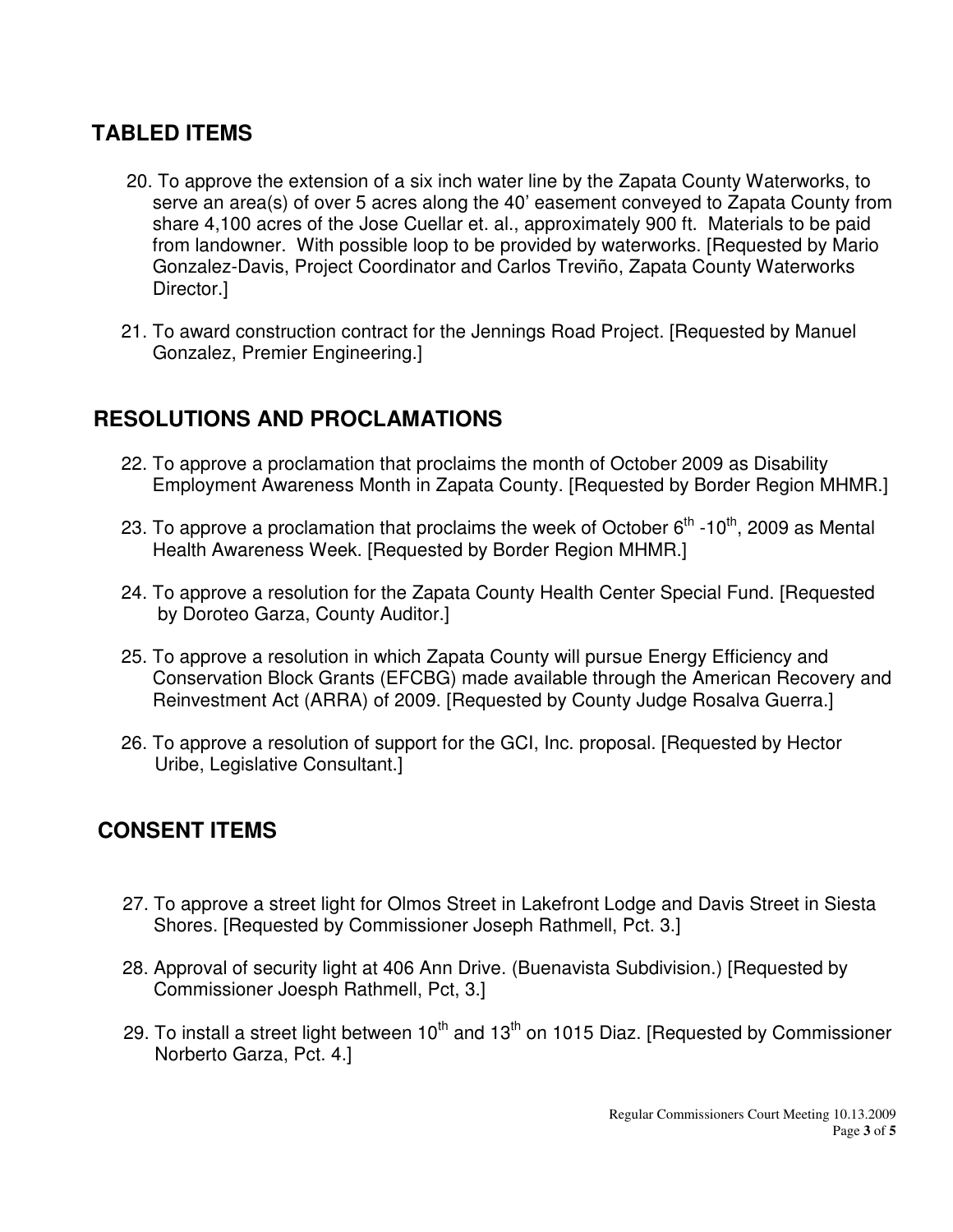## TABLED ITEMS

20. To approve the extension of a six inch water line by the Zapata County Waterworks, to serve an area(s) of over 5 acres along the 40' easement conveyed to Zapata County from share 4,100 acres of the Jose Cuellar et. al., approximately 900 ft. Materials to be paid from landowner. With possible loop to be provided by waterworks. [Requested by Mario Gonzalez-Davis, Project Coordinator and Carlos Treviño, Zapata County Waterworks Director.]

21. To award construction contract for the Jennings Road Project. [Requested by Manuel Gonzalez, Premier Engineering.]

## RESOLUTIONS AND PROCLAMATIONS

22. To approve a proclamation that proclaims the month of October 2009 as Disability Employment Awareness Month in Zapata County. [Requested by Border Region MHMR.]

23. To approve a proclamation that proclaims the week of October 6th -10th, 2009 as Mental Health Awareness Week. [Requested by Border Region MHMR.]

24. To approve a resolution for the Zapata County Health Center Special Fund. [Requested by Doroteo Garza, County Auditor.]

25. To approve a resolution in which Zapata County will pursue Energy Efficiency and Conservation Block Grants (EFCBG) made available through the American Recovery and Reinvestment Act (ARRA) of 2009. [Requested by County Judge Rosalva Guerra.]

26. To approve a resolution of support for the GCI, Inc. proposal. [Requested by Hector Uribe, Legislative Consultant.]

## CONSENT ITEMS

27. To approve a street light for Olmos Street in Lakefront Lodge and Davis Street in Siesta Shores. [Requested by Commissioner Joseph Rathmell, Pct. 3.]

28. Approval of security light at 406 Ann Drive. (Buenavista Subdivision.) [Requested by Commissioner Joesph Rathmell, Pct, 3.]

29. To install a street light between 10th and 13th on 1015 Diaz. [Requested by Commissioner Norberto Garza, Pct. 4.]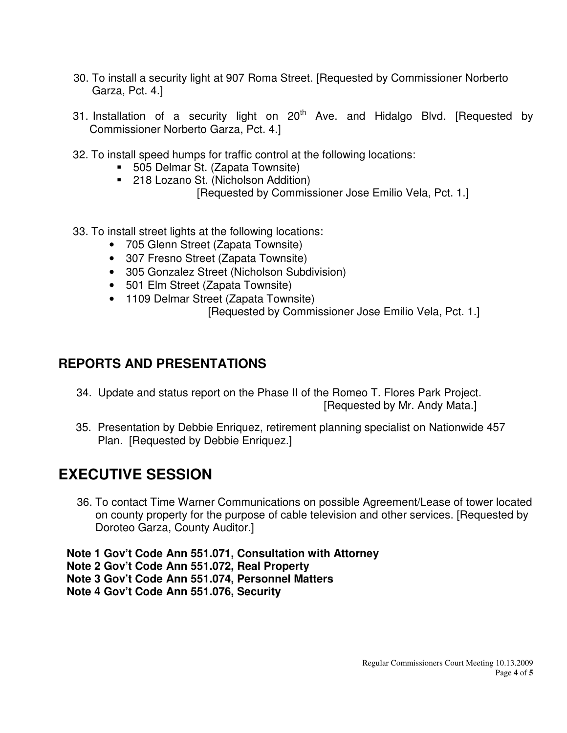30. To install a security light at 907 Roma Street. [Requested by Commissioner Norberto Garza, Pct. 4.]

31. Installation of a security light on 20th Ave. and Hidalgo Blvd. [Requested by Commissioner Norberto Garza, Pct. 4.]

32. To install speed humps for traffic control at the following locations:
    - 505 Delmar St. (Zapata Townsite)
    - 218 Lozano St. (Nicholson Addition)

    [Requested by Commissioner Jose Emilio Vela, Pct. 1.]

33. To install street lights at the following locations:
    - 705 Glenn Street (Zapata Townsite)
    - 307 Fresno Street (Zapata Townsite)
    - 305 Gonzalez Street (Nicholson Subdivision)
    - 501 Elm Street (Zapata Townsite)
    - 1109 Delmar Street (Zapata Townsite)

    [Requested by Commissioner Jose Emilio Vela, Pct. 1.]

## REPORTS AND PRESENTATIONS

34. Update and status report on the Phase II of the Romeo T. Flores Park Project. [Requested by Mr. Andy Mata.]

35. Presentation by Debbie Enriquez, retirement planning specialist on Nationwide 457 Plan. [Requested by Debbie Enriquez.]

# EXECUTIVE SESSION

36. To contact Time Warner Communications on possible Agreement/Lease of tower located on county property for the purpose of cable television and other services. [Requested by Doroteo Garza, County Auditor.]

**Note 1 Gov't Code Ann 551.071, Consultation with Attorney**
**Note 2 Gov't Code Ann 551.072, Real Property**
**Note 3 Gov't Code Ann 551.074, Personnel Matters**
**Note 4 Gov't Code Ann 551.076, Security**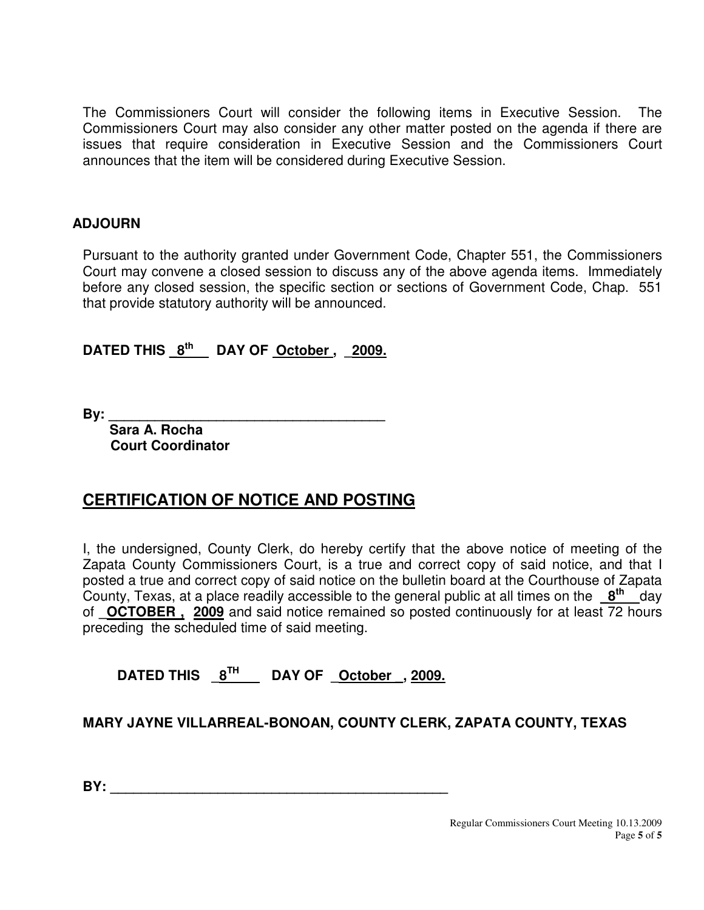The Commissioners Court will consider the following items in Executive Session. The Commissioners Court may also consider any other matter posted on the agenda if there are issues that require consideration in Executive Session and the Commissioners Court announces that the item will be considered during Executive Session.

**ADJOURN**

Pursuant to the authority granted under Government Code, Chapter 551, the Commissioners Court may convene a closed session to discuss any of the above agenda items. Immediately before any closed session, the specific section or sections of Government Code, Chap. 551 that provide statutory authority will be announced.

**DATED THIS 8th DAY OF October , 2009.**

**By: ____________________________________**
**Sara A. Rocha**
**Court Coordinator**

## CERTIFICATION OF NOTICE AND POSTING

I, the undersigned, County Clerk, do hereby certify that the above notice of meeting of the Zapata County Commissioners Court, is a true and correct copy of said notice, and that I posted a true and correct copy of said notice on the bulletin board at the Courthouse of Zapata County, Texas, at a place readily accessible to the general public at all times on the **8th** day of **OCTOBER , 2009** and said notice remained so posted continuously for at least 72 hours preceding the scheduled time of said meeting.

**DATED THIS 8TH DAY OF October , 2009.**

**MARY JAYNE VILLARREAL-BONOAN, COUNTY CLERK, ZAPATA COUNTY, TEXAS**

**BY: ______________________________________________**

Regular Commissioners Court Meeting 10.13.2009